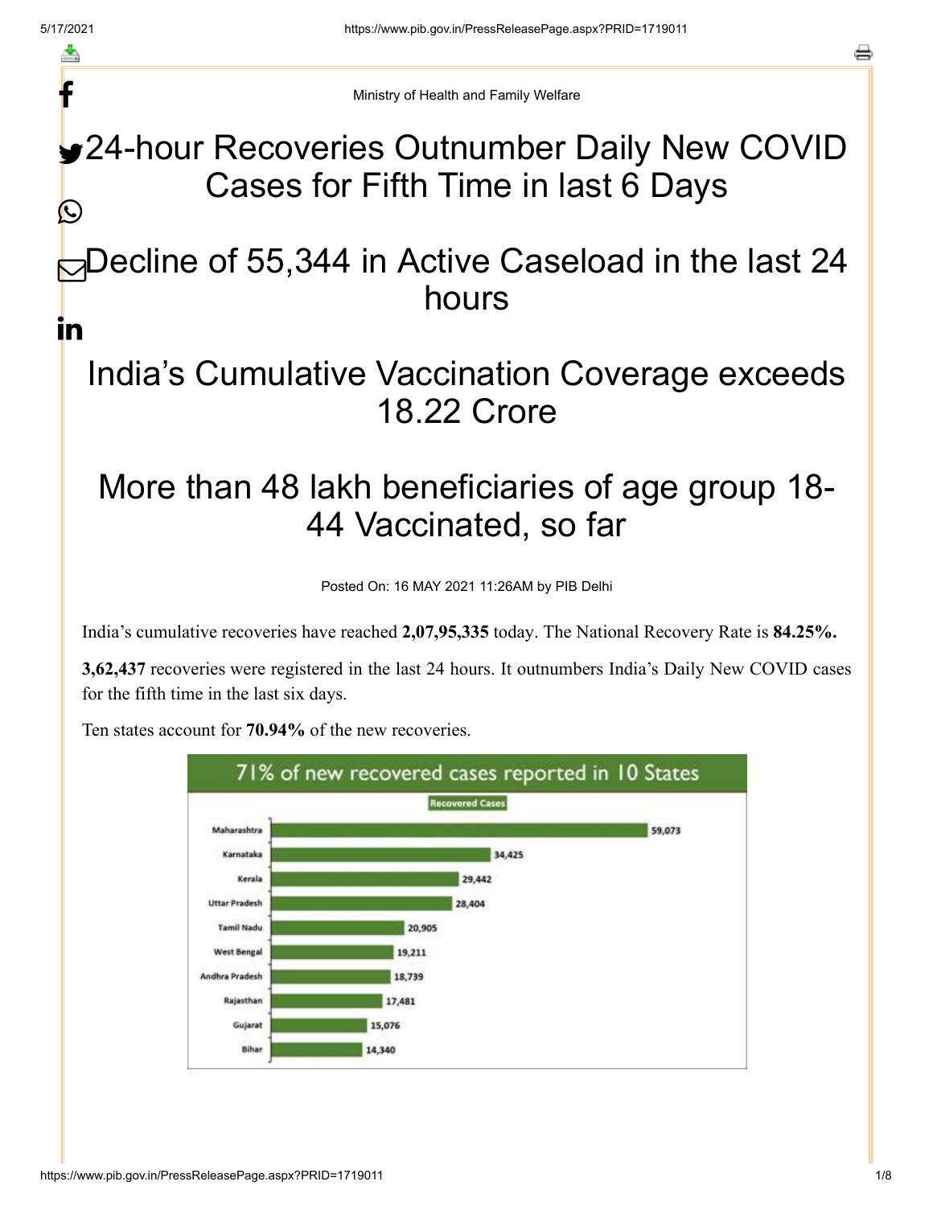Ministry of Health and Family Welfare

# 24-hour Recoveries Outnumber Daily New COVID Cases for Fifth Time in last 6 Days

# Decline of 55,344 in Active Caseload in the last 24 hours

# India's Cumulative Vaccination Coverage exceeds 18.22 Crore

# More than 48 lakh beneficiaries of age group 18-44 Vaccinated, so far

Posted On: 16 MAY 2021 11:26AM by PIB Delhi

India's cumulative recoveries have reached **2,07,95,335** today. The National Recovery Rate is **84.25%.**

**3,62,437** recoveries were registered in the last 24 hours. It outnumbers India's Daily New COVID cases for the fifth time in the last six days.

Ten states account for **70.94%** of the new recoveries.

71% of new recovered cases reported in 10 States

| State | Recovered Cases |
|---|---|
| Maharashtra | 59,073 |
| Karnataka | 34,425 |
| Kerala | 29,442 |
| Uttar Pradesh | 28,404 |
| Tamil Nadu | 20,905 |
| West Bengal | 19,211 |
| Andhra Pradesh | 18,739 |
| Rajasthan | 17,481 |
| Gujarat | 15,076 |
| Bihar | 14,340 |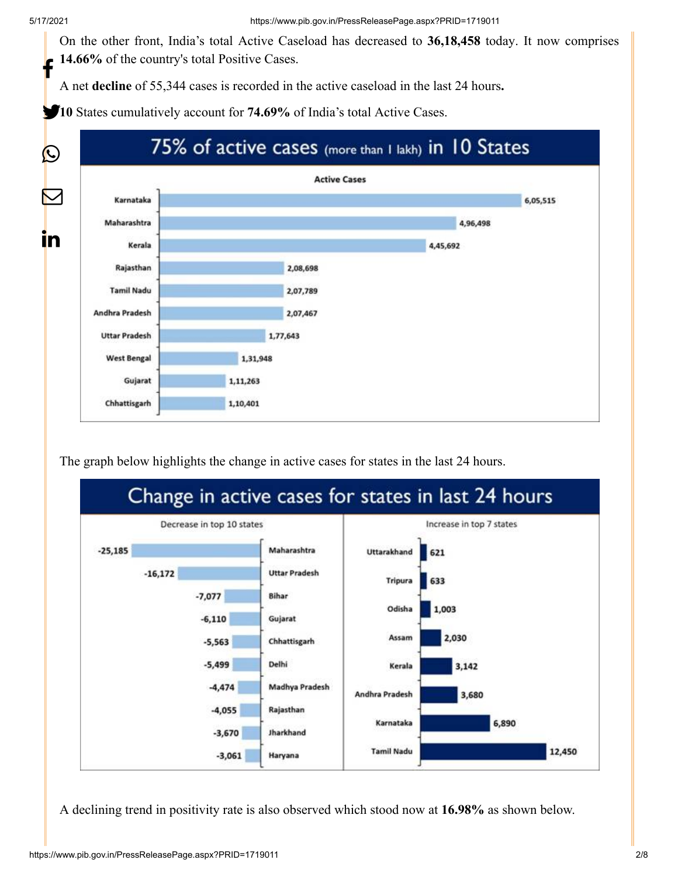On the other front, India's total Active Caseload has decreased to **36,18,458** today. It now comprises **14.66%** of the country's total Positive Cases.

A net **decline** of 55,344 cases is recorded in the active caseload in the last 24 hours**.**

**10** States cumulatively account for **74.69%** of India's total Active Cases.

**75% of active cases (more than 1 lakh) in 10 States**

Active Cases

| State | Active Cases |
|---|---|
| Karnataka | 6,05,515 |
| Maharashtra | 4,96,498 |
| Kerala | 4,45,692 |
| Rajasthan | 2,08,698 |
| Tamil Nadu | 2,07,789 |
| Andhra Pradesh | 2,07,467 |
| Uttar Pradesh | 1,77,643 |
| West Bengal | 1,31,948 |
| Gujarat | 1,11,263 |
| Chhattisgarh | 1,10,401 |

The graph below highlights the change in active cases for states in the last 24 hours.

**Change in active cases for states in last 24 hours**

Decrease in top 10 states

| State | Change |
|---|---|
| Maharashtra | -25,185 |
| Uttar Pradesh | -16,172 |
| Bihar | -7,077 |
| Gujarat | -6,110 |
| Chhattisgarh | -5,563 |
| Delhi | -5,499 |
| Madhya Pradesh | -4,474 |
| Rajasthan | -4,055 |
| Jharkhand | -3,670 |
| Haryana | -3,061 |

Increase in top 7 states

| State | Change |
|---|---|
| Uttarakhand | 621 |
| Tripura | 633 |
| Odisha | 1,003 |
| Assam | 2,030 |
| Kerala | 3,142 |
| Andhra Pradesh | 3,680 |
| Karnataka | 6,890 |
| Tamil Nadu | 12,450 |

A declining trend in positivity rate is also observed which stood now at **16.98%** as shown below.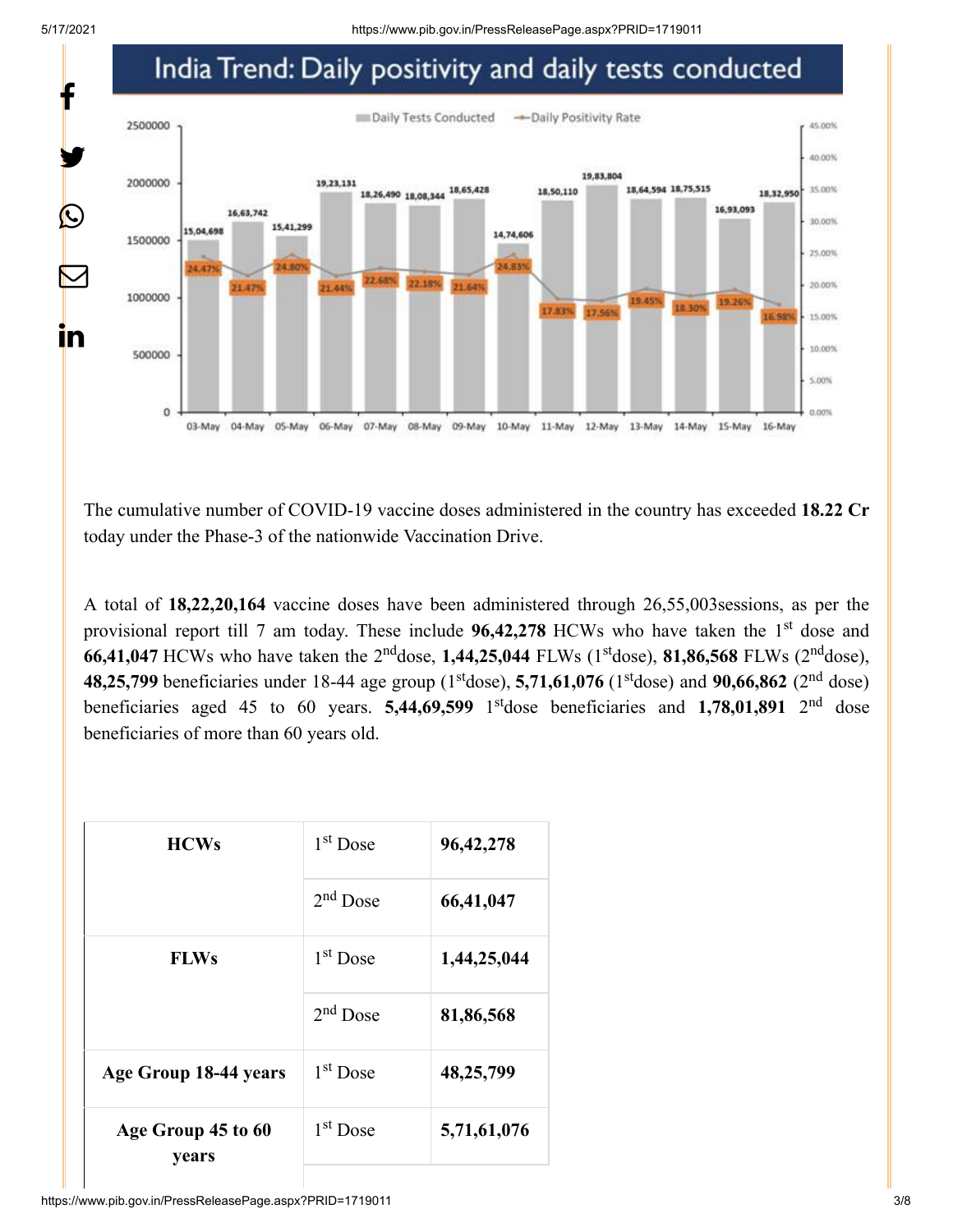## India Trend: Daily positivity and daily tests conducted

| Date | Daily Tests Conducted | Daily Positivity Rate |
|---|---|---|
| 03-May | 15,04,698 | 24.47% |
| 04-May | 16,63,742 | 21.47% |
| 05-May | 15,41,299 | 24.80% |
| 06-May | 19,23,131 | 21.44% |
| 07-May | 18,26,490 | 22.68% |
| 08-May | 18,08,344 | 22.18% |
| 09-May | 18,65,428 | 21.64% |
| 10-May | 14,74,606 | 24.83% |
| 11-May | 18,50,110 | 17.83% |
| 12-May | 19,83,804 | 17.56% |
| 13-May | 18,64,594 | 19.45% |
| 14-May | 18,75,515 | 18.30% |
| 15-May | 16,93,093 | 19.26% |
| 16-May | 18,32,950 | 16.98% |

The cumulative number of COVID-19 vaccine doses administered in the country has exceeded **18.22 Cr** today under the Phase-3 of the nationwide Vaccination Drive.

A total of **18,22,20,164** vaccine doses have been administered through 26,55,003sessions, as per the provisional report till 7 am today. These include **96,42,278** HCWs who have taken the 1st dose and **66,41,047** HCWs who have taken the 2nddose, **1,44,25,044** FLWs (1stdose), **81,86,568** FLWs (2nddose), **48,25,799** beneficiaries under 18-44 age group (1stdose), **5,71,61,076** (1stdose) and **90,66,862** (2nd dose) beneficiaries aged 45 to 60 years. **5,44,69,599** 1stdose beneficiaries and **1,78,01,891** 2nd dose beneficiaries of more than 60 years old.

| | | |
|---|---|---|
| **HCWs** | 1st Dose | **96,42,278** |
| | 2nd Dose | **66,41,047** |
| **FLWs** | 1st Dose | **1,44,25,044** |
| | 2nd Dose | **81,86,568** |
| **Age Group 18-44 years** | 1st Dose | **48,25,799** |
| **Age Group 45 to 60 years** | 1st Dose | **5,71,61,076** |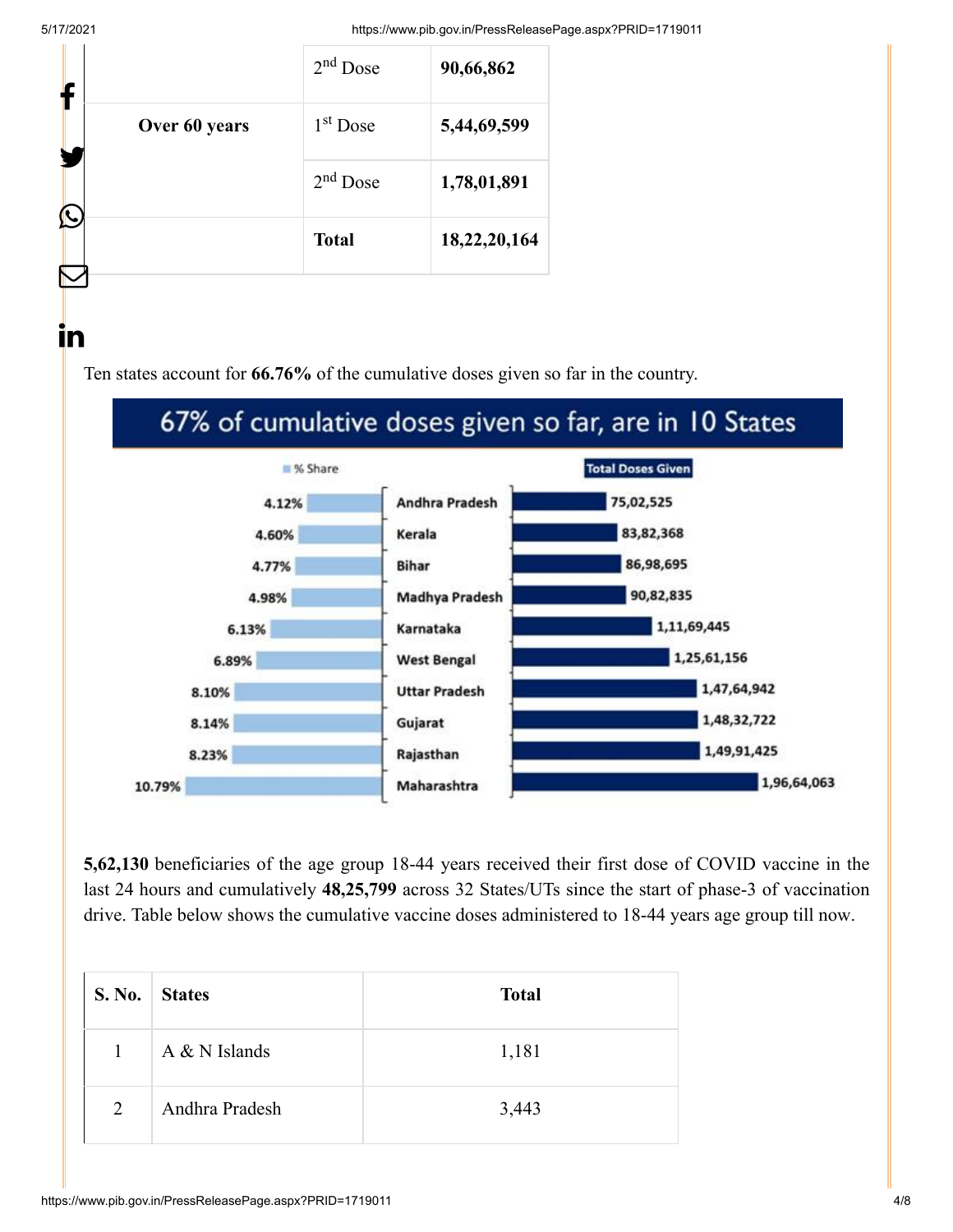| | 2nd Dose | **90,66,862** |
|---|---|---|
| **Over 60 years** | 1st Dose | **5,44,69,599** |
| | 2nd Dose | **1,78,01,891** |
| | **Total** | **18,22,20,164** |

Ten states account for **66.76%** of the cumulative doses given so far in the country.

**67% of cumulative doses given so far, are in 10 States**

| State | % Share | Total Doses Given |
|---|---|---|
| Andhra Pradesh | 4.12% | 75,02,525 |
| Kerala | 4.60% | 83,82,368 |
| Bihar | 4.77% | 86,98,695 |
| Madhya Pradesh | 4.98% | 90,82,835 |
| Karnataka | 6.13% | 1,11,69,445 |
| West Bengal | 6.89% | 1,25,61,156 |
| Uttar Pradesh | 8.10% | 1,47,64,942 |
| Gujarat | 8.14% | 1,48,32,722 |
| Rajasthan | 8.23% | 1,49,91,425 |
| Maharashtra | 10.79% | 1,96,64,063 |

**5,62,130** beneficiaries of the age group 18-44 years received their first dose of COVID vaccine in the last 24 hours and cumulatively **48,25,799** across 32 States/UTs since the start of phase-3 of vaccination drive. Table below shows the cumulative vaccine doses administered to 18-44 years age group till now.

| S. No. | States | Total |
|---|---|---|
| 1 | A & N Islands | 1,181 |
| 2 | Andhra Pradesh | 3,443 |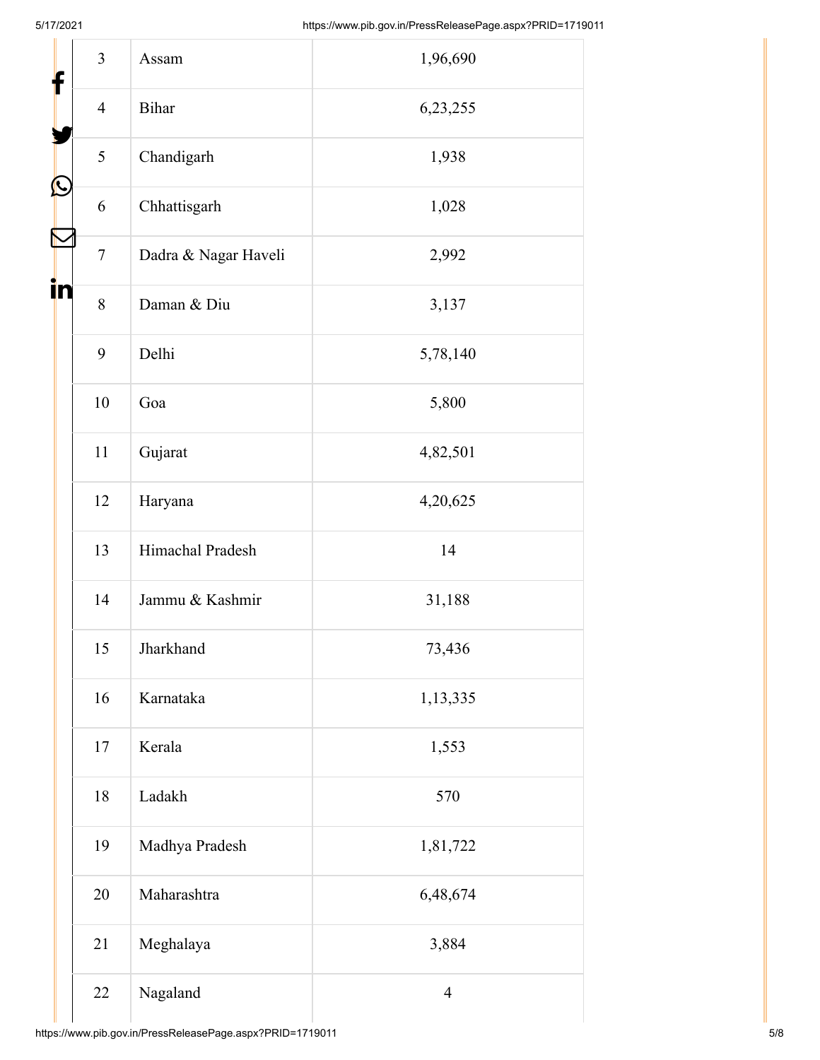| 3 | Assam | 1,96,690 |
|---|---|---|
| 4 | Bihar | 6,23,255 |
| 5 | Chandigarh | 1,938 |
| 6 | Chhattisgarh | 1,028 |
| 7 | Dadra & Nagar Haveli | 2,992 |
| 8 | Daman & Diu | 3,137 |
| 9 | Delhi | 5,78,140 |
| 10 | Goa | 5,800 |
| 11 | Gujarat | 4,82,501 |
| 12 | Haryana | 4,20,625 |
| 13 | Himachal Pradesh | 14 |
| 14 | Jammu & Kashmir | 31,188 |
| 15 | Jharkhand | 73,436 |
| 16 | Karnataka | 1,13,335 |
| 17 | Kerala | 1,553 |
| 18 | Ladakh | 570 |
| 19 | Madhya Pradesh | 1,81,722 |
| 20 | Maharashtra | 6,48,674 |
| 21 | Meghalaya | 3,884 |
| 22 | Nagaland | 4 |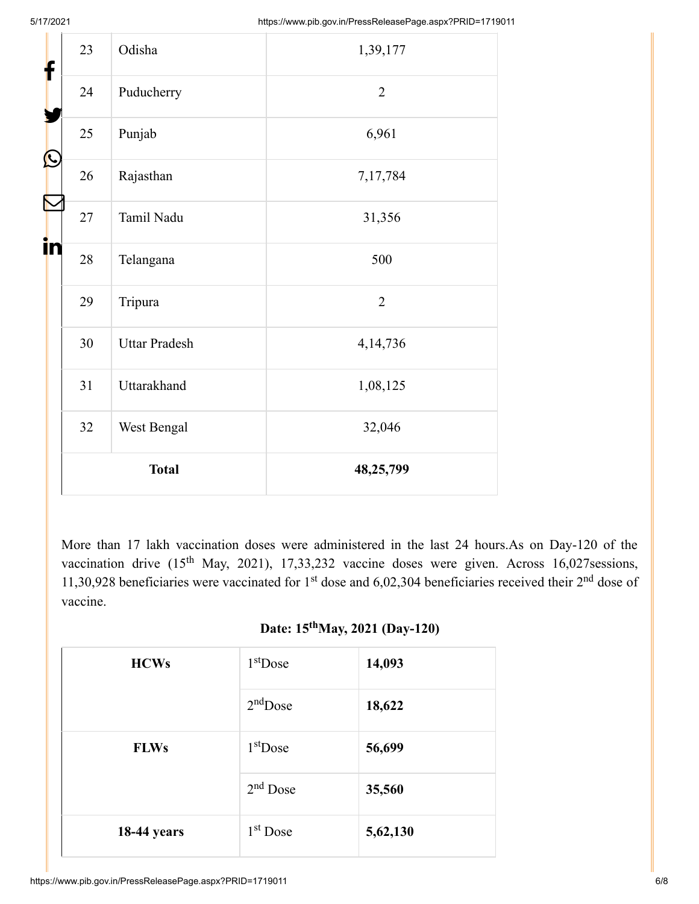| 23 | Odisha | 1,39,177 |
|---|---|---|
| 24 | Puducherry | 2 |
| 25 | Punjab | 6,961 |
| 26 | Rajasthan | 7,17,784 |
| 27 | Tamil Nadu | 31,356 |
| 28 | Telangana | 500 |
| 29 | Tripura | 2 |
| 30 | Uttar Pradesh | 4,14,736 |
| 31 | Uttarakhand | 1,08,125 |
| 32 | West Bengal | 32,046 |
| **Total** | | **48,25,799** |

More than 17 lakh vaccination doses were administered in the last 24 hours.As on Day-120 of the vaccination drive (15th May, 2021), 17,33,232 vaccine doses were given. Across 16,027sessions, 11,30,928 beneficiaries were vaccinated for 1st dose and 6,02,304 beneficiaries received their 2nd dose of vaccine.

**Date: 15thMay, 2021 (Day-120)**

| **HCWs** | 1stDose | **14,093** |
|---|---|---|
| | 2ndDose | **18,622** |
| **FLWs** | 1stDose | **56,699** |
| | 2nd Dose | **35,560** |
| **18-44 years** | 1st Dose | **5,62,130** |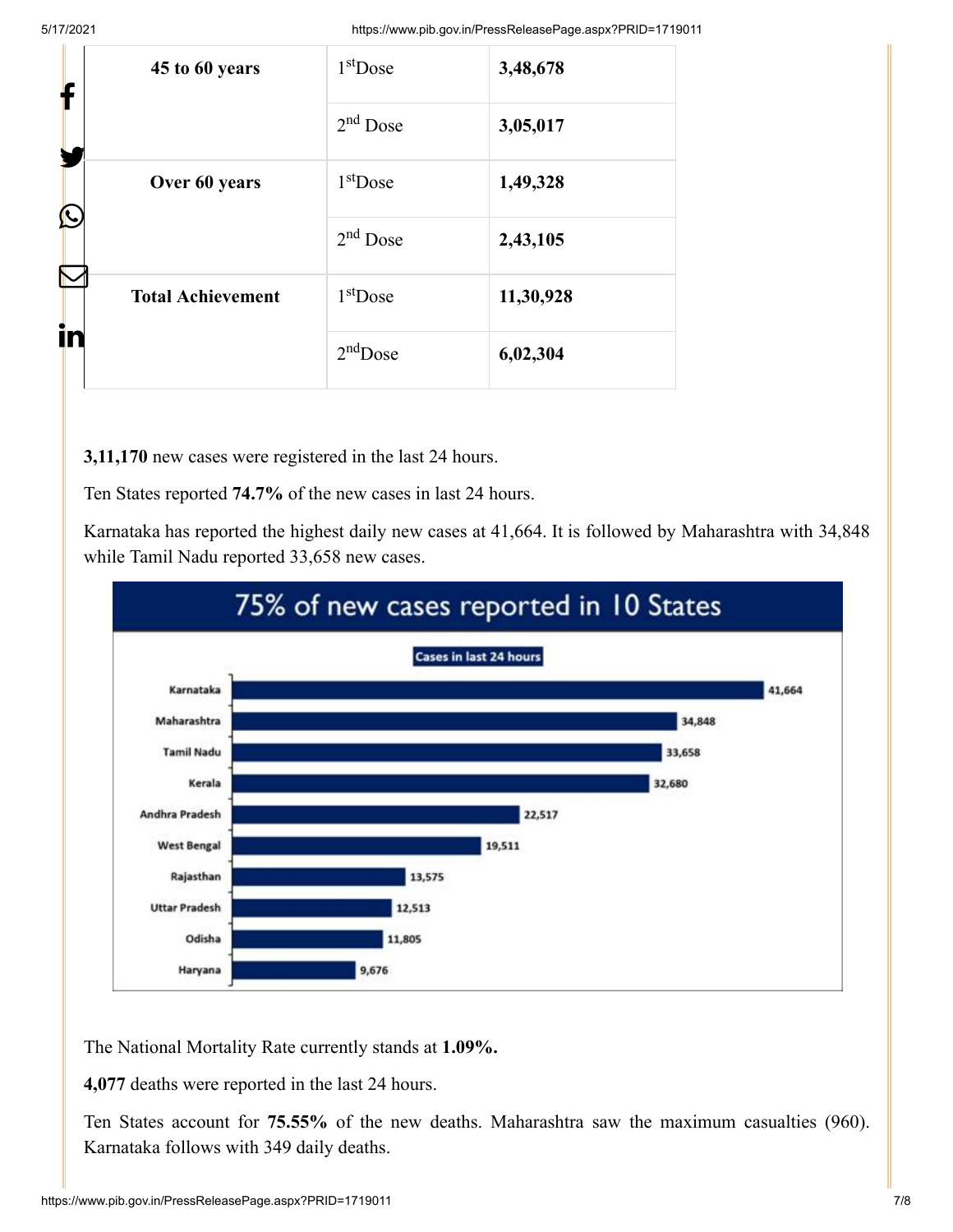| 45 to 60 years | 1stDose | **3,48,678** |
|---|---|---|
| | 2nd Dose | **3,05,017** |
| **Over 60 years** | 1stDose | **1,49,328** |
| | 2nd Dose | **2,43,105** |
| **Total Achievement** | 1stDose | **11,30,928** |
| | 2ndDose | **6,02,304** |

**3,11,170** new cases were registered in the last 24 hours.

Ten States reported **74.7%** of the new cases in last 24 hours.

Karnataka has reported the highest daily new cases at 41,664. It is followed by Maharashtra with 34,848 while Tamil Nadu reported 33,658 new cases.

**75% of new cases reported in 10 States**

Cases in last 24 hours

| State | Cases |
|---|---|
| Karnataka | 41,664 |
| Maharashtra | 34,848 |
| Tamil Nadu | 33,658 |
| Kerala | 32,680 |
| Andhra Pradesh | 22,517 |
| West Bengal | 19,511 |
| Rajasthan | 13,575 |
| Uttar Pradesh | 12,513 |
| Odisha | 11,805 |
| Haryana | 9,676 |

The National Mortality Rate currently stands at **1.09%.**

**4,077** deaths were reported in the last 24 hours.

Ten States account for **75.55%** of the new deaths. Maharashtra saw the maximum casualties (960). Karnataka follows with 349 daily deaths.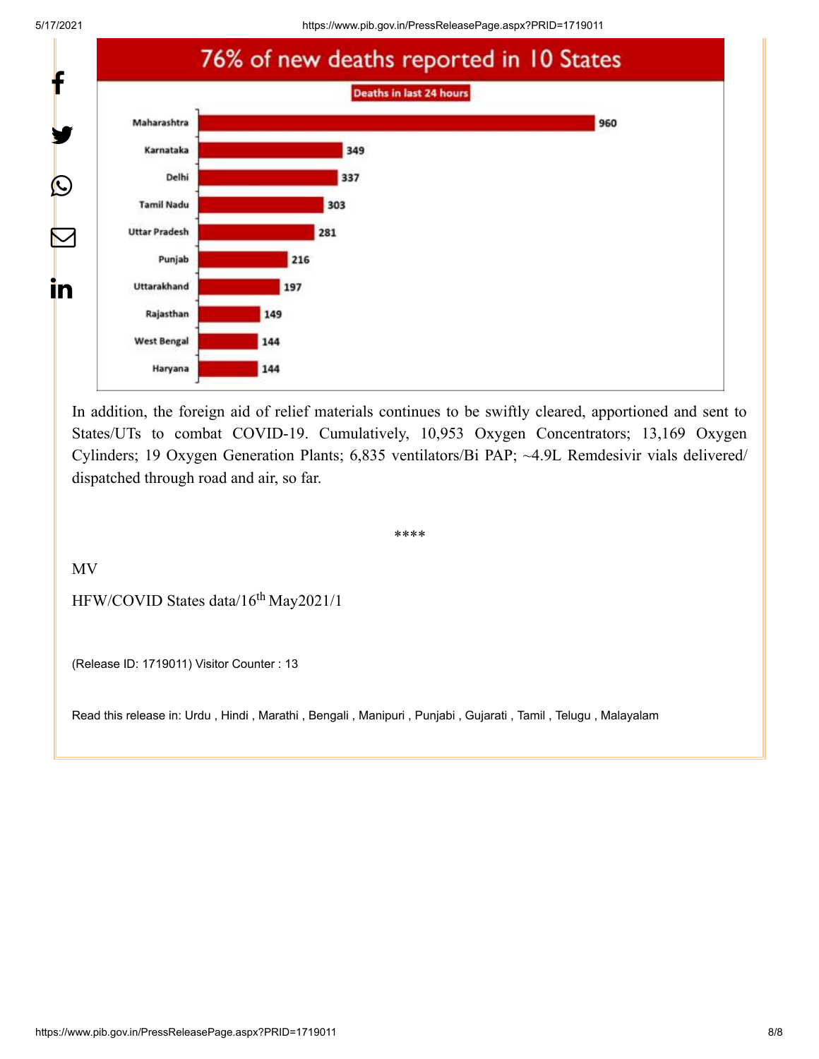76% of new deaths reported in 10 States

Deaths in last 24 hours

Maharashtra 960
Karnataka 349
Delhi 337
Tamil Nadu 303
Uttar Pradesh 281
Punjab 216
Uttarakhand 197
Rajasthan 149
West Bengal 144
Haryana 144

In addition, the foreign aid of relief materials continues to be swiftly cleared, apportioned and sent to States/UTs to combat COVID-19. Cumulatively, 10,953 Oxygen Concentrators; 13,169 Oxygen Cylinders; 19 Oxygen Generation Plants; 6,835 ventilators/Bi PAP; ~4.9L Remdesivir vials delivered/ dispatched through road and air, so far.

****

MV

HFW/COVID States data/16th May2021/1

(Release ID: 1719011) Visitor Counter : 13

Read this release in: Urdu , Hindi , Marathi , Bengali , Manipuri , Punjabi , Gujarati , Tamil , Telugu , Malayalam